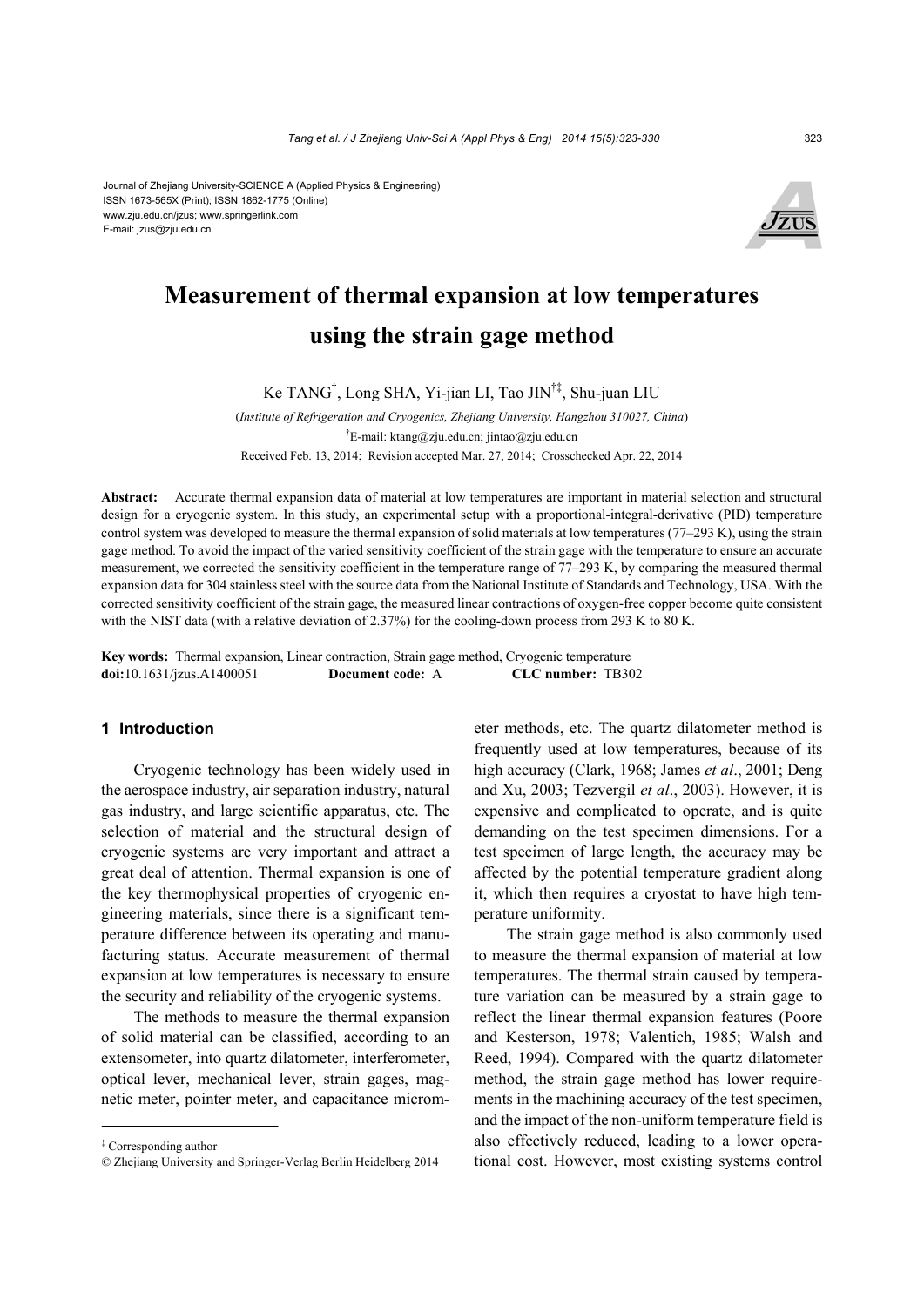Journal of Zhejiang University-SCIENCE A (Applied Physics & Engineering)
ISSN 1673-565X (Print); ISSN 1862-1775 (Online)
www.zju.edu.cn/jzus; www.springerlink.com
E-mail: jzus@zju.edu.cn

# Measurement of thermal expansion at low temperatures using the strain gage method

Ke TANG[†], Long SHA, Yi-jian LI, Tao JIN[†‡], Shu-juan LIU

(*Institute of Refrigeration and Cryogenics, Zhejiang University, Hangzhou 310027, China*)

[†]E-mail: ktang@zju.edu.cn; jintao@zju.edu.cn

Received Feb. 13, 2014; Revision accepted Mar. 27, 2014; Crosschecked Apr. 22, 2014

**Abstract:** Accurate thermal expansion data of material at low temperatures are important in material selection and structural design for a cryogenic system. In this study, an experimental setup with a proportional-integral-derivative (PID) temperature control system was developed to measure the thermal expansion of solid materials at low temperatures (77–293 K), using the strain gage method. To avoid the impact of the varied sensitivity coefficient of the strain gage with the temperature to ensure an accurate measurement, we corrected the sensitivity coefficient in the temperature range of 77–293 K, by comparing the measured thermal expansion data for 304 stainless steel with the source data from the National Institute of Standards and Technology, USA. With the corrected sensitivity coefficient of the strain gage, the measured linear contractions of oxygen-free copper become quite consistent with the NIST data (with a relative deviation of 2.37%) for the cooling-down process from 293 K to 80 K.

**Key words:** Thermal expansion, Linear contraction, Strain gage method, Cryogenic temperature

**doi:**10.1631/jzus.A1400051 **Document code:** A **CLC number:** TB302

## 1 Introduction

Cryogenic technology has been widely used in the aerospace industry, air separation industry, natural gas industry, and large scientific apparatus, etc. The selection of material and the structural design of cryogenic systems are very important and attract a great deal of attention. Thermal expansion is one of the key thermophysical properties of cryogenic engineering materials, since there is a significant temperature difference between its operating and manufacturing status. Accurate measurement of thermal expansion at low temperatures is necessary to ensure the security and reliability of the cryogenic systems.

The methods to measure the thermal expansion of solid material can be classified, according to an extensometer, into quartz dilatometer, interferometer, optical lever, mechanical lever, strain gages, magnetic meter, pointer meter, and capacitance micrometer methods, etc. The quartz dilatometer method is frequently used at low temperatures, because of its high accuracy (Clark, 1968; James *et al*., 2001; Deng and Xu, 2003; Tezvergil *et al*., 2003). However, it is expensive and complicated to operate, and is quite demanding on the test specimen dimensions. For a test specimen of large length, the accuracy may be affected by the potential temperature gradient along it, which then requires a cryostat to have high temperature uniformity.

The strain gage method is also commonly used to measure the thermal expansion of material at low temperatures. The thermal strain caused by temperature variation can be measured by a strain gage to reflect the linear thermal expansion features (Poore and Kesterson, 1978; Valentich, 1985; Walsh and Reed, 1994). Compared with the quartz dilatometer method, the strain gage method has lower requirements in the machining accuracy of the test specimen, and the impact of the non-uniform temperature field is also effectively reduced, leading to a lower operational cost. However, most existing systems control

---

‡ Corresponding author

© Zhejiang University and Springer-Verlag Berlin Heidelberg 2014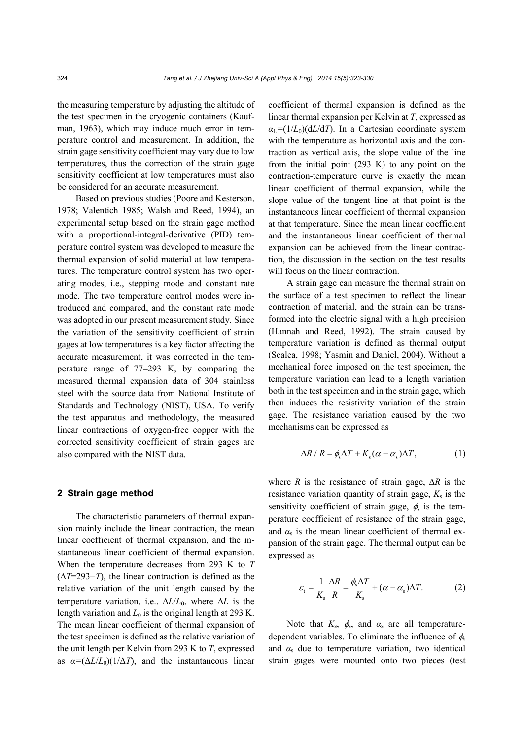the measuring temperature by adjusting the altitude of the test specimen in the cryogenic containers (Kaufman, 1963), which may induce much error in temperature control and measurement. In addition, the strain gage sensitivity coefficient may vary due to low temperatures, thus the correction of the strain gage sensitivity coefficient at low temperatures must also be considered for an accurate measurement.

Based on previous studies (Poore and Kesterson, 1978; Valentich 1985; Walsh and Reed, 1994), an experimental setup based on the strain gage method with a proportional-integral-derivative (PID) temperature control system was developed to measure the thermal expansion of solid material at low temperatures. The temperature control system has two operating modes, i.e., stepping mode and constant rate mode. The two temperature control modes were introduced and compared, and the constant rate mode was adopted in our present measurement study. Since the variation of the sensitivity coefficient of strain gages at low temperatures is a key factor affecting the accurate measurement, it was corrected in the temperature range of 77–293 K, by comparing the measured thermal expansion data of 304 stainless steel with the source data from National Institute of Standards and Technology (NIST), USA. To verify the test apparatus and methodology, the measured linear contractions of oxygen-free copper with the corrected sensitivity coefficient of strain gages are also compared with the NIST data.

## 2 Strain gage method

The characteristic parameters of thermal expansion mainly include the linear contraction, the mean linear coefficient of thermal expansion, and the instantaneous linear coefficient of thermal expansion. When the temperature decreases from 293 K to $T$ ($\Delta T$=293−$T$), the linear contraction is defined as the relative variation of the unit length caused by the temperature variation, i.e., $\Delta L/L_0$, where $\Delta L$ is the length variation and $L_0$ is the original length at 293 K. The mean linear coefficient of thermal expansion of the test specimen is defined as the relative variation of the unit length per Kelvin from 293 K to $T$, expressed as $\alpha=(\Delta L/L_0)(1/\Delta T)$, and the instantaneous linear coefficient of thermal expansion is defined as the linear thermal expansion per Kelvin at $T$, expressed as $\alpha_L=(1/L_0)(dL/dT)$. In a Cartesian coordinate system with the temperature as horizontal axis and the contraction as vertical axis, the slope value of the line from the initial point (293 K) to any point on the contraction-temperature curve is exactly the mean linear coefficient of thermal expansion, while the slope value of the tangent line at that point is the instantaneous linear coefficient of thermal expansion at that temperature. Since the mean linear coefficient and the instantaneous linear coefficient of thermal expansion can be achieved from the linear contraction, the discussion in the section on the test results will focus on the linear contraction.

A strain gage can measure the thermal strain on the surface of a test specimen to reflect the linear contraction of material, and the strain can be transformed into the electric signal with a high precision (Hannah and Reed, 1992). The strain caused by temperature variation is defined as thermal output (Scalea, 1998; Yasmin and Daniel, 2004). Without a mechanical force imposed on the test specimen, the temperature variation can lead to a length variation both in the test specimen and in the strain gage, which then induces the resistivity variation of the strain gage. The resistance variation caused by the two mechanisms can be expressed as

$$\Delta R / R = \phi_s \Delta T + K_s (\alpha - \alpha_s) \Delta T, \tag{1}$$

where $R$ is the resistance of strain gage, $\Delta R$ is the resistance variation quantity of strain gage, $K_s$ is the sensitivity coefficient of strain gage, $\phi_s$ is the temperature coefficient of resistance of the strain gage, and $\alpha_s$ is the mean linear coefficient of thermal expansion of the strain gage. The thermal output can be expressed as

$$\varepsilon_t = \frac{1}{K_s} \frac{\Delta R}{R} = \frac{\phi_s \Delta T}{K_s} + (\alpha - \alpha_s) \Delta T. \tag{2}$$

Note that $K_s$, $\phi_s$, and $\alpha_s$ are all temperature-dependent variables. To eliminate the influence of $\phi_s$ and $\alpha_s$ due to temperature variation, two identical strain gages were mounted onto two pieces (test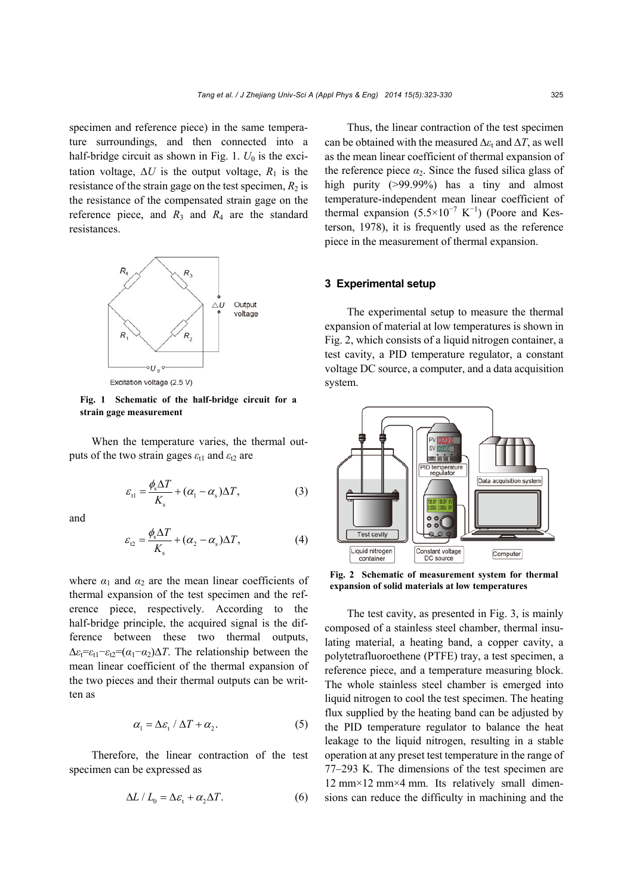specimen and reference piece) in the same temperature surroundings, and then connected into a half-bridge circuit as shown in Fig. 1. $U_0$ is the excitation voltage, $\Delta U$ is the output voltage, $R_1$ is the resistance of the strain gage on the test specimen, $R_2$ is the resistance of the compensated strain gage on the reference piece, and $R_3$ and $R_4$ are the standard resistances.

**Fig. 1 Schematic of the half-bridge circuit for a strain gage measurement**

When the temperature varies, the thermal outputs of the two strain gages $\varepsilon_{t1}$ and $\varepsilon_{t2}$ are

$$\varepsilon_{t1} = \frac{\phi_s \Delta T}{K_s} + (\alpha_1 - \alpha_s)\Delta T, \tag{3}$$

and

$$\varepsilon_{t2} = \frac{\phi_s \Delta T}{K_s} + (\alpha_2 - \alpha_s)\Delta T, \tag{4}$$

where $\alpha_1$ and $\alpha_2$ are the mean linear coefficients of thermal expansion of the test specimen and the reference piece, respectively. According to the half-bridge principle, the acquired signal is the difference between these two thermal outputs, $\Delta\varepsilon_t = \varepsilon_{t1} - \varepsilon_{t2} = (\alpha_1 - \alpha_2)\Delta T$. The relationship between the mean linear coefficient of the thermal expansion of the two pieces and their thermal outputs can be written as

$$\alpha_1 = \Delta\varepsilon_t / \Delta T + \alpha_2. \tag{5}$$

Therefore, the linear contraction of the test specimen can be expressed as

$$\Delta L / L_0 = \Delta\varepsilon_t + \alpha_2 \Delta T. \tag{6}$$

Thus, the linear contraction of the test specimen can be obtained with the measured $\Delta\varepsilon_t$ and $\Delta T$, as well as the mean linear coefficient of thermal expansion of the reference piece $\alpha_2$. Since the fused silica glass of high purity (>99.99%) has a tiny and almost temperature-independent mean linear coefficient of thermal expansion ($5.5\times10^{-7}$ K$^{-1}$) (Poore and Kesterson, 1978), it is frequently used as the reference piece in the measurement of thermal expansion.

## 3 Experimental setup

The experimental setup to measure the thermal expansion of material at low temperatures is shown in Fig. 2, which consists of a liquid nitrogen container, a test cavity, a PID temperature regulator, a constant voltage DC source, a computer, and a data acquisition system.

**Fig. 2 Schematic of measurement system for thermal expansion of solid materials at low temperatures**

The test cavity, as presented in Fig. 3, is mainly composed of a stainless steel chamber, thermal insulating material, a heating band, a copper cavity, a polytetrafluoroethene (PTFE) tray, a test specimen, a reference piece, and a temperature measuring block. The whole stainless steel chamber is emerged into liquid nitrogen to cool the test specimen. The heating flux supplied by the heating band can be adjusted by the PID temperature regulator to balance the heat leakage to the liquid nitrogen, resulting in a stable operation at any preset test temperature in the range of 77–293 K. The dimensions of the test specimen are 12 mm×12 mm×4 mm. Its relatively small dimensions can reduce the difficulty in machining and the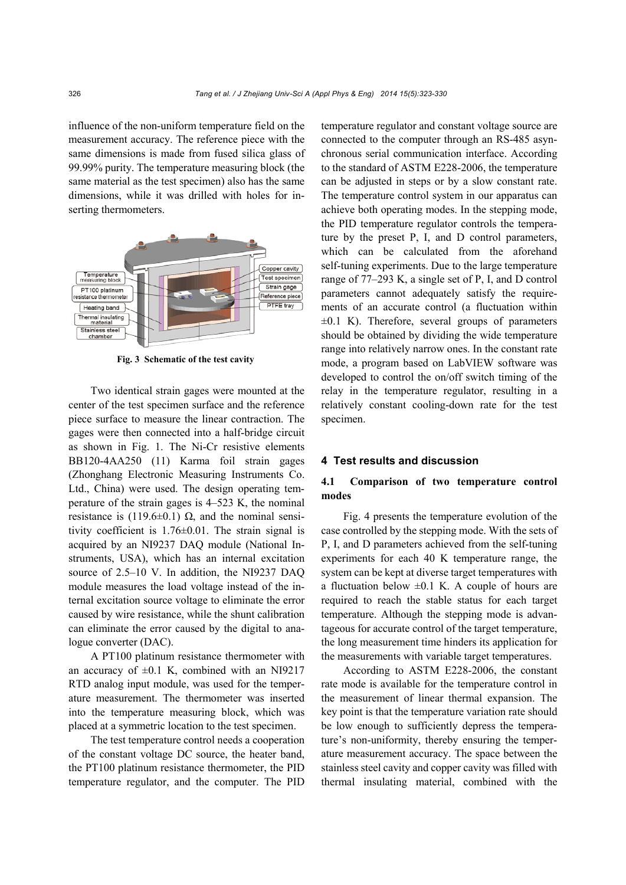influence of the non-uniform temperature field on the measurement accuracy. The reference piece with the same dimensions is made from fused silica glass of 99.99% purity. The temperature measuring block (the same material as the test specimen) also has the same dimensions, while it was drilled with holes for inserting thermometers.

Fig. 3 Schematic of the test cavity

Two identical strain gages were mounted at the center of the test specimen surface and the reference piece surface to measure the linear contraction. The gages were then connected into a half-bridge circuit as shown in Fig. 1. The Ni-Cr resistive elements BB120-4AA250 (11) Karma foil strain gages (Zhonghang Electronic Measuring Instruments Co. Ltd., China) were used. The design operating temperature of the strain gages is 4–523 K, the nominal resistance is (119.6±0.1) Ω, and the nominal sensitivity coefficient is 1.76±0.01. The strain signal is acquired by an NI9237 DAQ module (National Instruments, USA), which has an internal excitation source of 2.5–10 V. In addition, the NI9237 DAQ module measures the load voltage instead of the internal excitation source voltage to eliminate the error caused by wire resistance, while the shunt calibration can eliminate the error caused by the digital to analogue converter (DAC).

A PT100 platinum resistance thermometer with an accuracy of ±0.1 K, combined with an NI9217 RTD analog input module, was used for the temperature measurement. The thermometer was inserted into the temperature measuring block, which was placed at a symmetric location to the test specimen.

The test temperature control needs a cooperation of the constant voltage DC source, the heater band, the PT100 platinum resistance thermometer, the PID temperature regulator, and the computer. The PID temperature regulator and constant voltage source are connected to the computer through an RS-485 asynchronous serial communication interface. According to the standard of ASTM E228-2006, the temperature can be adjusted in steps or by a slow constant rate. The temperature control system in our apparatus can achieve both operating modes. In the stepping mode, the PID temperature regulator controls the temperature by the preset P, I, and D control parameters, which can be calculated from the aforehand self-tuning experiments. Due to the large temperature range of 77–293 K, a single set of P, I, and D control parameters cannot adequately satisfy the requirements of an accurate control (a fluctuation within ±0.1 K). Therefore, several groups of parameters should be obtained by dividing the wide temperature range into relatively narrow ones. In the constant rate mode, a program based on LabVIEW software was developed to control the on/off switch timing of the relay in the temperature regulator, resulting in a relatively constant cooling-down rate for the test specimen.

## 4 Test results and discussion

### 4.1 Comparison of two temperature control modes

Fig. 4 presents the temperature evolution of the case controlled by the stepping mode. With the sets of P, I, and D parameters achieved from the self-tuning experiments for each 40 K temperature range, the system can be kept at diverse target temperatures with a fluctuation below ±0.1 K. A couple of hours are required to reach the stable status for each target temperature. Although the stepping mode is advantageous for accurate control of the target temperature, the long measurement time hinders its application for the measurements with variable target temperatures.

According to ASTM E228-2006, the constant rate mode is available for the temperature control in the measurement of linear thermal expansion. The key point is that the temperature variation rate should be low enough to sufficiently depress the temperature's non-uniformity, thereby ensuring the temperature measurement accuracy. The space between the stainless steel cavity and copper cavity was filled with thermal insulating material, combined with the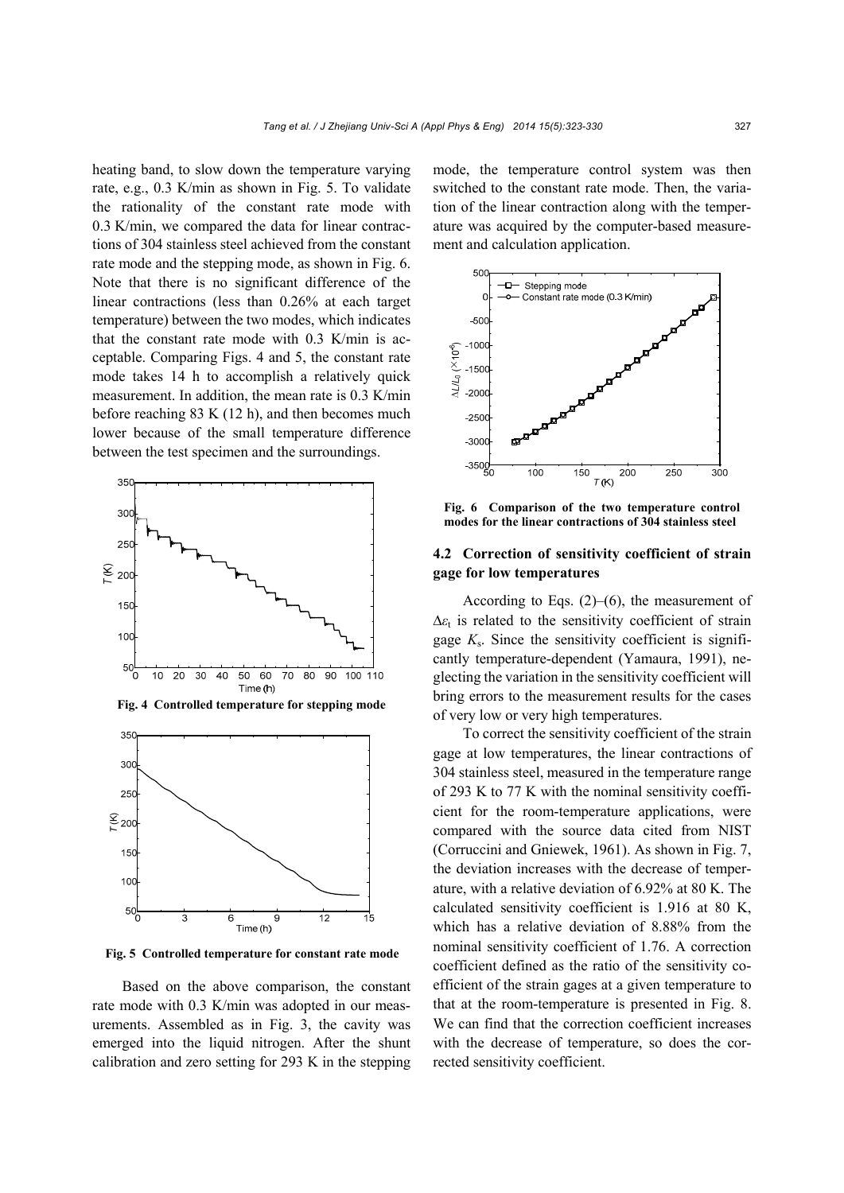heating band, to slow down the temperature varying rate, e.g., 0.3 K/min as shown in Fig. 5. To validate the rationality of the constant rate mode with 0.3 K/min, we compared the data for linear contractions of 304 stainless steel achieved from the constant rate mode and the stepping mode, as shown in Fig. 6. Note that there is no significant difference of the linear contractions (less than 0.26% at each target temperature) between the two modes, which indicates that the constant rate mode with 0.3 K/min is acceptable. Comparing Figs. 4 and 5, the constant rate mode takes 14 h to accomplish a relatively quick measurement. In addition, the mean rate is 0.3 K/min before reaching 83 K (12 h), and then becomes much lower because of the small temperature difference between the test specimen and the surroundings.

**Fig. 4 Controlled temperature for stepping mode**

**Fig. 5 Controlled temperature for constant rate mode**

Based on the above comparison, the constant rate mode with 0.3 K/min was adopted in our measurements. Assembled as in Fig. 3, the cavity was emerged into the liquid nitrogen. After the shunt calibration and zero setting for 293 K in the stepping mode, the temperature control system was then switched to the constant rate mode. Then, the variation of the linear contraction along with the temperature was acquired by the computer-based measurement and calculation application.

**Fig. 6 Comparison of the two temperature control modes for the linear contractions of 304 stainless steel**

### 4.2 Correction of sensitivity coefficient of strain gage for low temperatures

According to Eqs. (2)–(6), the measurement of $\Delta\varepsilon_t$ is related to the sensitivity coefficient of strain gage $K_s$. Since the sensitivity coefficient is significantly temperature-dependent (Yamaura, 1991), neglecting the variation in the sensitivity coefficient will bring errors to the measurement results for the cases of very low or very high temperatures.

To correct the sensitivity coefficient of the strain gage at low temperatures, the linear contractions of 304 stainless steel, measured in the temperature range of 293 K to 77 K with the nominal sensitivity coefficient for the room-temperature applications, were compared with the source data cited from NIST (Corruccini and Gniewek, 1961). As shown in Fig. 7, the deviation increases with the decrease of temperature, with a relative deviation of 6.92% at 80 K. The calculated sensitivity coefficient is 1.916 at 80 K, which has a relative deviation of 8.88% from the nominal sensitivity coefficient of 1.76. A correction coefficient defined as the ratio of the sensitivity coefficient of the strain gages at a given temperature to that at the room-temperature is presented in Fig. 8. We can find that the correction coefficient increases with the decrease of temperature, so does the corrected sensitivity coefficient.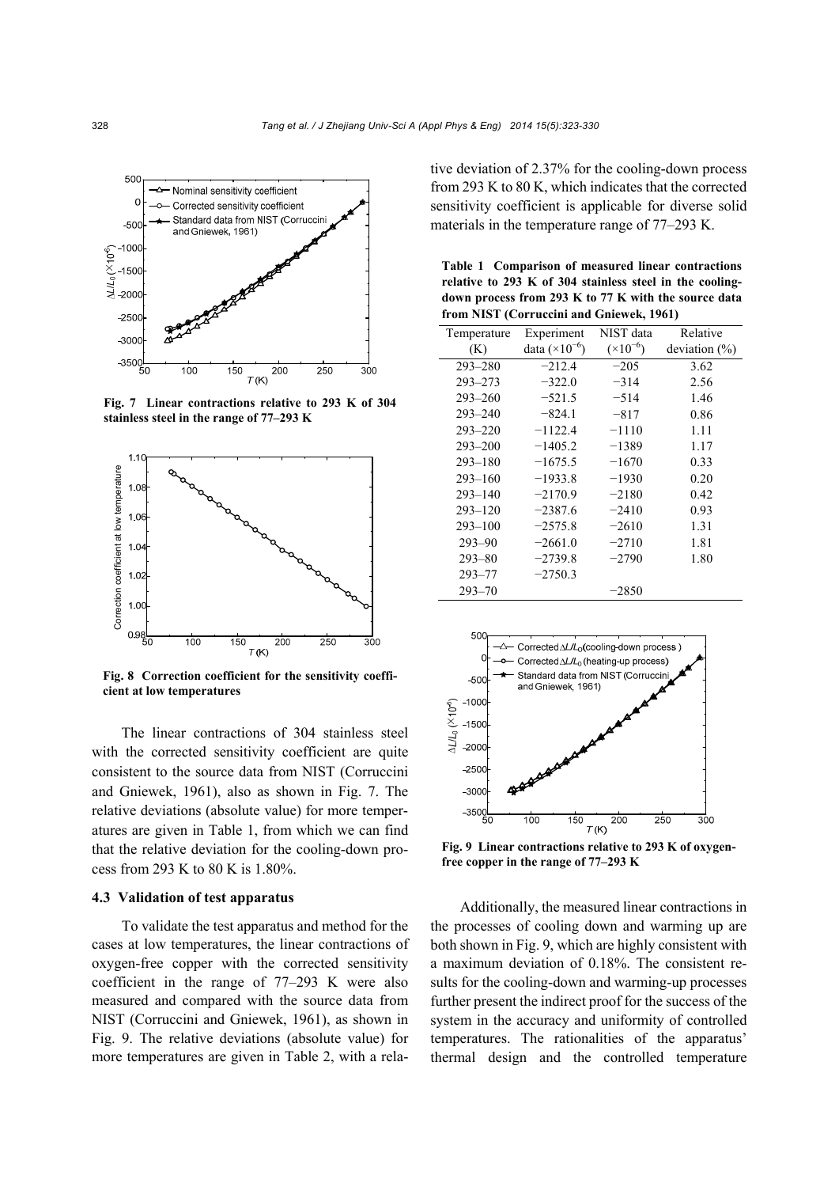Fig. 7 Linear contractions relative to 293 K of 304 stainless steel in the range of 77–293 K

Fig. 8 Correction coefficient for the sensitivity coefficient at low temperatures

The linear contractions of 304 stainless steel with the corrected sensitivity coefficient are quite consistent to the source data from NIST (Corruccini and Gniewek, 1961), also as shown in Fig. 7. The relative deviations (absolute value) for more temperatures are given in Table 1, from which we can find that the relative deviation for the cooling-down process from 293 K to 80 K is 1.80%.

### 4.3 Validation of test apparatus

To validate the test apparatus and method for the cases at low temperatures, the linear contractions of oxygen-free copper with the corrected sensitivity coefficient in the range of 77–293 K were also measured and compared with the source data from NIST (Corruccini and Gniewek, 1961), as shown in Fig. 9. The relative deviations (absolute value) for more temperatures are given in Table 2, with a relative deviation of 2.37% for the cooling-down process from 293 K to 80 K, which indicates that the corrected sensitivity coefficient is applicable for diverse solid materials in the temperature range of 77–293 K.

**Table 1 Comparison of measured linear contractions relative to 293 K of 304 stainless steel in the cooling-down process from 293 K to 77 K with the source data from NIST (Corruccini and Gniewek, 1961)**

| Temperature (K) | Experiment data ($\times10^{-6}$) | NIST data ($\times10^{-6}$) | Relative deviation (%) |
|---|---|---|---|
| 293–280 | −212.4 | −205 | 3.62 |
| 293–273 | −322.0 | −314 | 2.56 |
| 293–260 | −521.5 | −514 | 1.46 |
| 293–240 | −824.1 | −817 | 0.86 |
| 293–220 | −1122.4 | −1110 | 1.11 |
| 293–200 | −1405.2 | −1389 | 1.17 |
| 293–180 | −1675.5 | −1670 | 0.33 |
| 293–160 | −1933.8 | −1930 | 0.20 |
| 293–140 | −2170.9 | −2180 | 0.42 |
| 293–120 | −2387.6 | −2410 | 0.93 |
| 293–100 | −2575.8 | −2610 | 1.31 |
| 293–90 | −2661.0 | −2710 | 1.81 |
| 293–80 | −2739.8 | −2790 | 1.80 |
| 293–77 | −2750.3 | | |
| 293–70 | | −2850 | |

Fig. 9 Linear contractions relative to 293 K of oxygen-free copper in the range of 77–293 K

Additionally, the measured linear contractions in the processes of cooling down and warming up are both shown in Fig. 9, which are highly consistent with a maximum deviation of 0.18%. The consistent results for the cooling-down and warming-up processes further present the indirect proof for the success of the system in the accuracy and uniformity of controlled temperatures. The rationalities of the apparatus' thermal design and the controlled temperature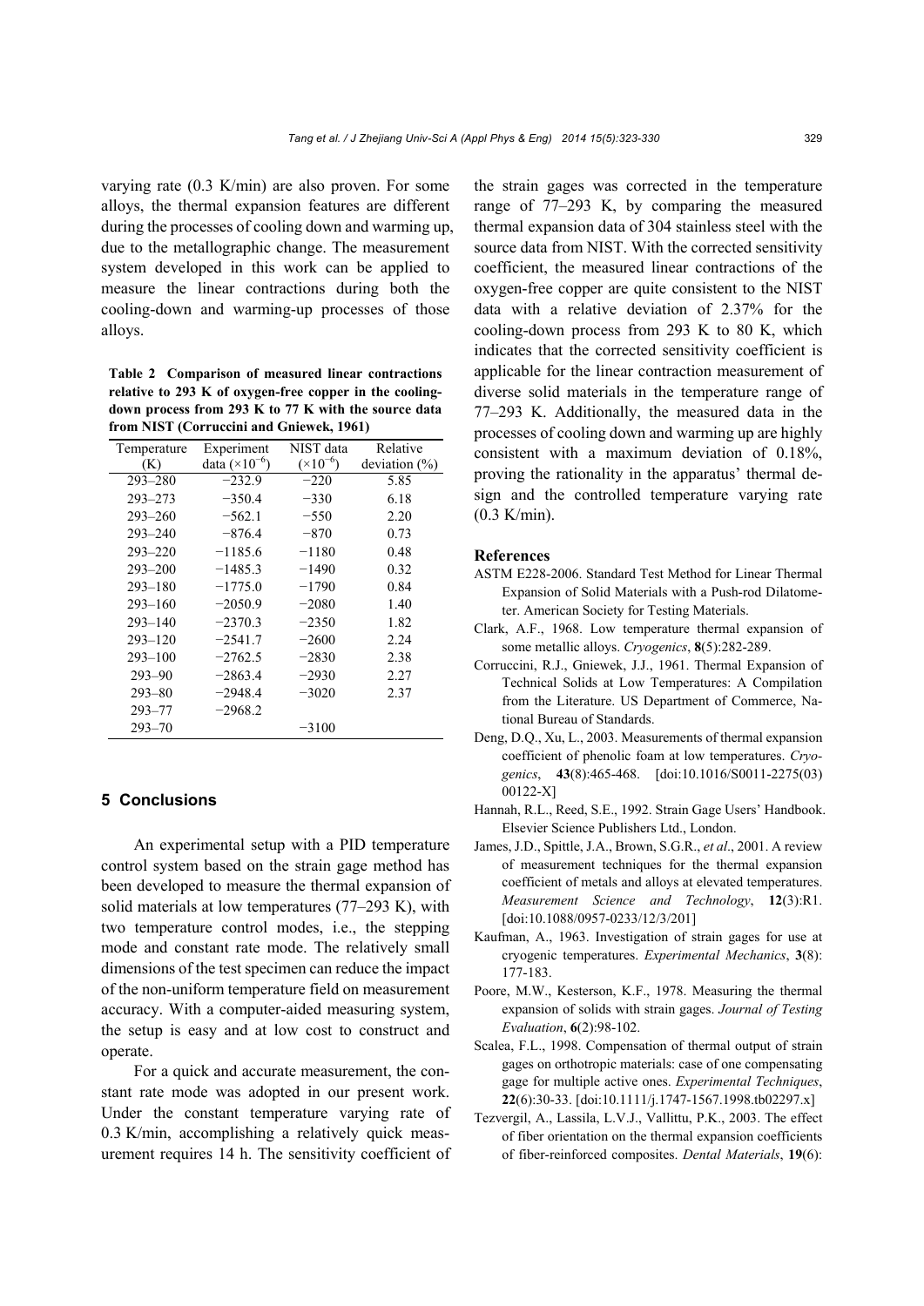varying rate (0.3 K/min) are also proven. For some alloys, the thermal expansion features are different during the processes of cooling down and warming up, due to the metallographic change. The measurement system developed in this work can be applied to measure the linear contractions during both the cooling-down and warming-up processes of those alloys.

**Table 2 Comparison of measured linear contractions relative to 293 K of oxygen-free copper in the cooling-down process from 293 K to 77 K with the source data from NIST (Corruccini and Gniewek, 1961)**

| Temperature (K) | Experiment data ($\times10^{-6}$) | NIST data ($\times10^{-6}$) | Relative deviation (%) |
|---|---|---|---|
| 293–280 | −232.9 | −220 | 5.85 |
| 293–273 | −350.4 | −330 | 6.18 |
| 293–260 | −562.1 | −550 | 2.20 |
| 293–240 | −876.4 | −870 | 0.73 |
| 293–220 | −1185.6 | −1180 | 0.48 |
| 293–200 | −1485.3 | −1490 | 0.32 |
| 293–180 | −1775.0 | −1790 | 0.84 |
| 293–160 | −2050.9 | −2080 | 1.40 |
| 293–140 | −2370.3 | −2350 | 1.82 |
| 293–120 | −2541.7 | −2600 | 2.24 |
| 293–100 | −2762.5 | −2830 | 2.38 |
| 293–90 | −2863.4 | −2930 | 2.27 |
| 293–80 | −2948.4 | −3020 | 2.37 |
| 293–77 | −2968.2 | | |
| 293–70 | | −3100 | |

## 5 Conclusions

An experimental setup with a PID temperature control system based on the strain gage method has been developed to measure the thermal expansion of solid materials at low temperatures (77–293 K), with two temperature control modes, i.e., the stepping mode and constant rate mode. The relatively small dimensions of the test specimen can reduce the impact of the non-uniform temperature field on measurement accuracy. With a computer-aided measuring system, the setup is easy and at low cost to construct and operate.

For a quick and accurate measurement, the constant rate mode was adopted in our present work. Under the constant temperature varying rate of 0.3 K/min, accomplishing a relatively quick measurement requires 14 h. The sensitivity coefficient of the strain gages was corrected in the temperature range of 77–293 K, by comparing the measured thermal expansion data of 304 stainless steel with the source data from NIST. With the corrected sensitivity coefficient, the measured linear contractions of the oxygen-free copper are quite consistent to the NIST data with a relative deviation of 2.37% for the cooling-down process from 293 K to 80 K, which indicates that the corrected sensitivity coefficient is applicable for the linear contraction measurement of diverse solid materials in the temperature range of 77–293 K. Additionally, the measured data in the processes of cooling down and warming up are highly consistent with a maximum deviation of 0.18%, proving the rationality in the apparatus' thermal design and the controlled temperature varying rate (0.3 K/min).

### References

ASTM E228-2006. Standard Test Method for Linear Thermal Expansion of Solid Materials with a Push-rod Dilatometer. American Society for Testing Materials.

Clark, A.F., 1968. Low temperature thermal expansion of some metallic alloys. *Cryogenics*, **8**(5):282-289.

Corruccini, R.J., Gniewek, J.J., 1961. Thermal Expansion of Technical Solids at Low Temperatures: A Compilation from the Literature. US Department of Commerce, National Bureau of Standards.

Deng, D.Q., Xu, L., 2003. Measurements of thermal expansion coefficient of phenolic foam at low temperatures. *Cryogenics*, **43**(8):465-468. [doi:10.1016/S0011-2275(03)00122-X]

Hannah, R.L., Reed, S.E., 1992. Strain Gage Users' Handbook. Elsevier Science Publishers Ltd., London.

James, J.D., Spittle, J.A., Brown, S.G.R., *et al*., 2001. A review of measurement techniques for the thermal expansion coefficient of metals and alloys at elevated temperatures. *Measurement Science and Technology*, **12**(3):R1. [doi:10.1088/0957-0233/12/3/201]

Kaufman, A., 1963. Investigation of strain gages for use at cryogenic temperatures. *Experimental Mechanics*, **3**(8):177-183.

Poore, M.W., Kesterson, K.F., 1978. Measuring the thermal expansion of solids with strain gages. *Journal of Testing Evaluation*, **6**(2):98-102.

Scalea, F.L., 1998. Compensation of thermal output of strain gages on orthotropic materials: case of one compensating gage for multiple active ones. *Experimental Techniques*, **22**(6):30-33. [doi:10.1111/j.1747-1567.1998.tb02297.x]

Tezvergil, A., Lassila, L.V.J., Vallittu, P.K., 2003. The effect of fiber orientation on the thermal expansion coefficients of fiber-reinforced composites. *Dental Materials*, **19**(6):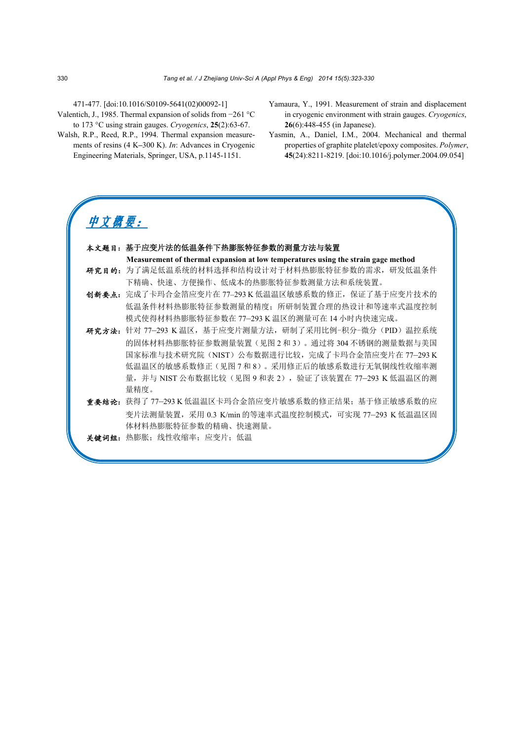471-477. [doi:10.1016/S0109-5641(02)00092-1]

Valentich, J., 1985. Thermal expansion of solids from −261 °C to 173 °C using strain gauges. *Cryogenics*, **25**(2):63-67.

Walsh, R.P., Reed, R.P., 1994. Thermal expansion measurements of resins (4 K–300 K). *In*: Advances in Cryogenic Engineering Materials, Springer, USA, p.1145-1151.

Yamaura, Y., 1991. Measurement of strain and displacement in cryogenic environment with strain gauges. *Cryogenics*, **26**(6):448-455 (in Japanese).

Yasmin, A., Daniel, I.M., 2004. Mechanical and thermal properties of graphite platelet/epoxy composites. *Polymer*, **45**(24):8211-8219. [doi:10.1016/j.polymer.2004.09.054]

## 中文概要：

**本文题目：基于应变片法的低温条件下热膨胀特征参数的测量方法与装置**

**Measurement of thermal expansion at low temperatures using the strain gage method**

**研究目的：**为了满足低温系统的材料选择和结构设计对于材料热膨胀特征参数的需求，研发低温条件下精确、快速、方便操作、低成本的热膨胀特征参数测量方法和系统装置。

**创新要点：**完成了卡玛合金箔应变片在 77–293 K 低温温区敏感系数的修正，保证了基于应变片技术的低温条件材料热膨胀特征参数测量的精度；所研制装置合理的热设计和等速率式温度控制模式使得材料热膨胀特征参数在 77–293 K 温区的测量可在 14 小时内快速完成。

**研究方法：**针对 77–293 K 温区，基于应变片测量方法，研制了采用比例-积分-微分（PID）温控系统的固体材料热膨胀特征参数测量装置（见图 2 和 3）。通过将 304 不锈钢的测量数据与美国国家标准与技术研究院（NIST）公布数据进行比较，完成了卡玛合金箔应变片在 77–293 K 低温温区的敏感系数修正（见图 7 和 8）。采用修正后的敏感系数进行无氧铜线性收缩率测量，并与 NIST 公布数据比较（见图 9 和表 2），验证了该装置在 77–293 K 低温温区的测量精度。

**重要结论：**获得了 77–293 K 低温温区卡玛合金箔应变片敏感系数的修正结果；基于修正敏感系数的应变片法测量装置，采用 0.3 K/min 的等速率式温度控制模式，可实现 77–293 K 低温温区固体材料热膨胀特征参数的精确、快速测量。

**关键词组：**热膨胀；线性收缩率；应变片；低温